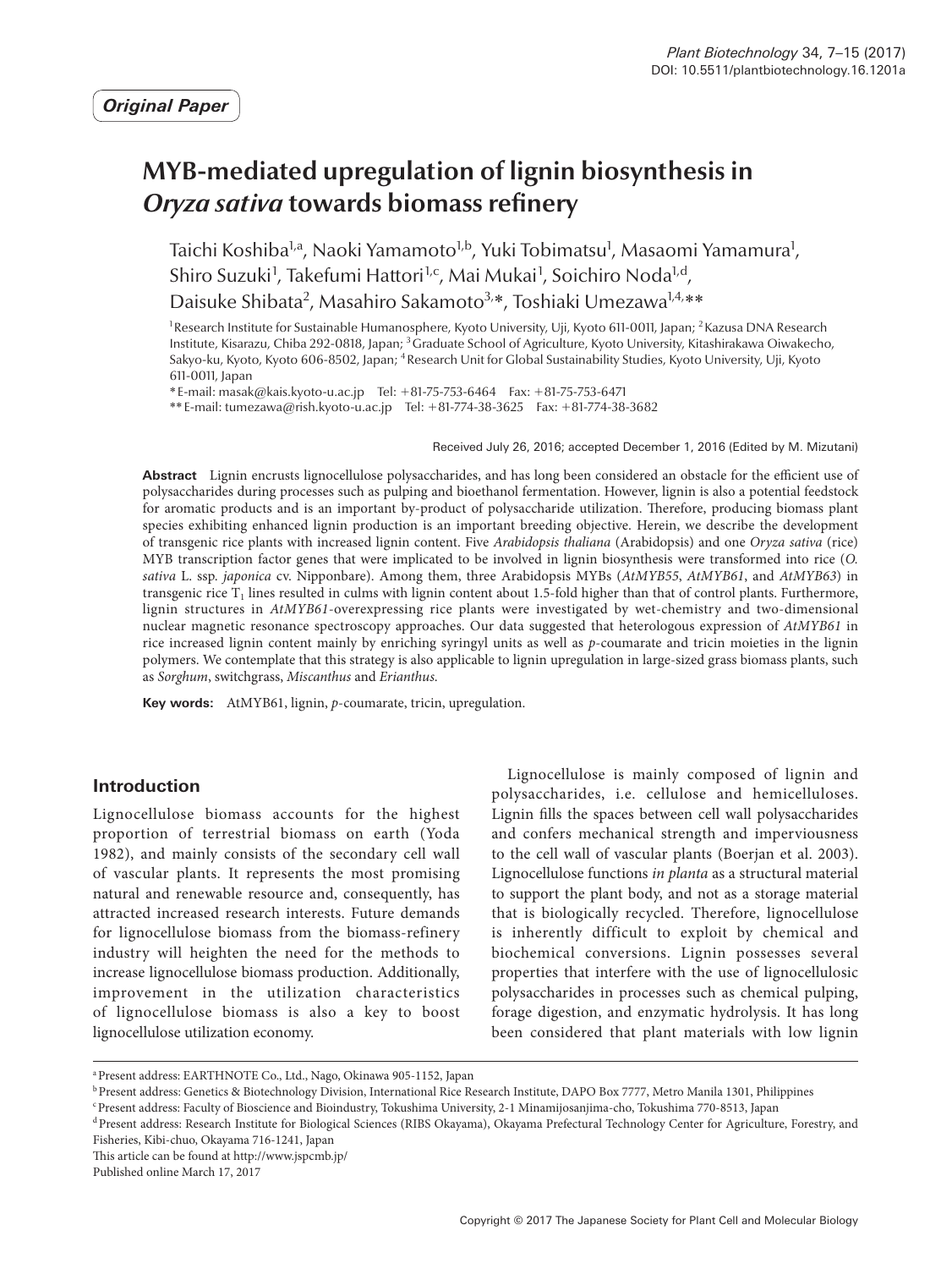*Original Paper*

# MYB-mediated upregulation of lignin biosynthesis in *Oryza sativa* towards biomass refinery

Taichi Koshiba[1,a], Naoki Yamamoto[1,b], Yuki Tobimatsu[1], Masaomi Yamamura[1], Shiro Suzuki[1], Takefumi Hattori[1,c], Mai Mukai[1], Soichiro Noda[1,d], Daisuke Shibata[2], Masahiro Sakamoto[3,]*, Toshiaki Umezawa[1,4,]**

[1]Research Institute for Sustainable Humanosphere, Kyoto University, Uji, Kyoto 611-0011, Japan; [2]Kazusa DNA Research Institute, Kisarazu, Chiba 292-0818, Japan; [3]Graduate School of Agriculture, Kyoto University, Kitashirakawa Oiwakecho, Sakyo-ku, Kyoto, Kyoto 606-8502, Japan; [4]Research Unit for Global Sustainability Studies, Kyoto University, Uji, Kyoto 611-0011, Japan

\* E-mail: masak@kais.kyoto-u.ac.jp Tel: +81-75-753-6464 Fax: +81-75-753-6471

\*\* E-mail: tumezawa@rish.kyoto-u.ac.jp Tel: +81-774-38-3625 Fax: +81-774-38-3682

Received July 26, 2016; accepted December 1, 2016 (Edited by M. Mizutani)

**Abstract** Lignin encrusts lignocellulose polysaccharides, and has long been considered an obstacle for the efficient use of polysaccharides during processes such as pulping and bioethanol fermentation. However, lignin is also a potential feedstock for aromatic products and is an important by-product of polysaccharide utilization. Therefore, producing biomass plant species exhibiting enhanced lignin production is an important breeding objective. Herein, we describe the development of transgenic rice plants with increased lignin content. Five *Arabidopsis thaliana* (Arabidopsis) and one *Oryza sativa* (rice) MYB transcription factor genes that were implicated to be involved in lignin biosynthesis were transformed into rice (*O. sativa* L. ssp. *japonica* cv. Nipponbare). Among them, three Arabidopsis MYBs (*AtMYB55*, *AtMYB61*, and *AtMYB63*) in transgenic rice $T_1$ lines resulted in culms with lignin content about 1.5-fold higher than that of control plants. Furthermore, lignin structures in *AtMYB61*-overexpressing rice plants were investigated by wet-chemistry and two-dimensional nuclear magnetic resonance spectroscopy approaches. Our data suggested that heterologous expression of *AtMYB61* in rice increased lignin content mainly by enriching syringyl units as well as *p*-coumarate and tricin moieties in the lignin polymers. We contemplate that this strategy is also applicable to lignin upregulation in large-sized grass biomass plants, such as *Sorghum*, switchgrass, *Miscanthus* and *Erianthus*.

**Key words:** AtMYB61, lignin, *p*-coumarate, tricin, upregulation.

## Introduction

Lignocellulose biomass accounts for the highest proportion of terrestrial biomass on earth (Yoda 1982), and mainly consists of the secondary cell wall of vascular plants. It represents the most promising natural and renewable resource and, consequently, has attracted increased research interests. Future demands for lignocellulose biomass from the biomass-refinery industry will heighten the need for the methods to increase lignocellulose biomass production. Additionally, improvement in the utilization characteristics of lignocellulose biomass is also a key to boost lignocellulose utilization economy.

Lignocellulose is mainly composed of lignin and polysaccharides, i.e. cellulose and hemicelluloses. Lignin fills the spaces between cell wall polysaccharides and confers mechanical strength and imperviousness to the cell wall of vascular plants (Boerjan et al. 2003). Lignocellulose functions *in planta* as a structural material to support the plant body, and not as a storage material that is biologically recycled. Therefore, lignocellulose is inherently difficult to exploit by chemical and biochemical conversions. Lignin possesses several properties that interfere with the use of lignocellulosic polysaccharides in processes such as chemical pulping, forage digestion, and enzymatic hydrolysis. It has long been considered that plant materials with low lignin

[a] Present address: EARTHNOTE Co., Ltd., Nago, Okinawa 905-1152, Japan

[b] Present address: Genetics & Biotechnology Division, International Rice Research Institute, DAPO Box 7777, Metro Manila 1301, Philippines

[c] Present address: Faculty of Bioscience and Bioindustry, Tokushima University, 2-1 Minamijosanjima-cho, Tokushima 770-8513, Japan

[d] Present address: Research Institute for Biological Sciences (RIBS Okayama), Okayama Prefectural Technology Center for Agriculture, Forestry, and Fisheries, Kibi-chuo, Okayama 716-1241, Japan

This article can be found at http://www.jspcmb.jp/

Published online March 17, 2017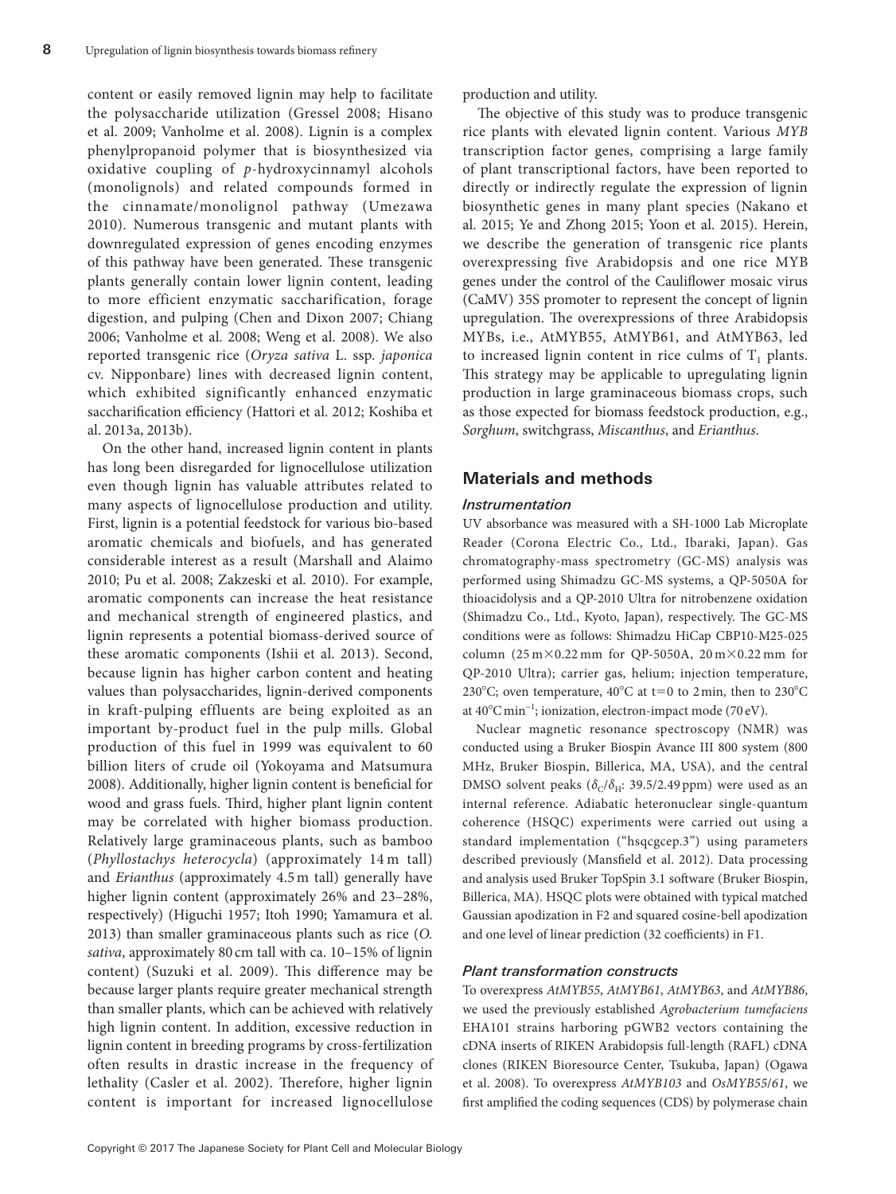content or easily removed lignin may help to facilitate the polysaccharide utilization (Gressel 2008; Hisano et al. 2009; Vanholme et al. 2008). Lignin is a complex phenylpropanoid polymer that is biosynthesized via oxidative coupling of *p*-hydroxycinnamyl alcohols (monolignols) and related compounds formed in the cinnamate/monolignol pathway (Umezawa 2010). Numerous transgenic and mutant plants with downregulated expression of genes encoding enzymes of this pathway have been generated. These transgenic plants generally contain lower lignin content, leading to more efficient enzymatic saccharification, forage digestion, and pulping (Chen and Dixon 2007; Chiang 2006; Vanholme et al. 2008; Weng et al. 2008). We also reported transgenic rice (*Oryza sativa* L. ssp. *japonica* cv. Nipponbare) lines with decreased lignin content, which exhibited significantly enhanced enzymatic saccharification efficiency (Hattori et al. 2012; Koshiba et al. 2013a, 2013b).

On the other hand, increased lignin content in plants has long been disregarded for lignocellulose utilization even though lignin has valuable attributes related to many aspects of lignocellulose production and utility. First, lignin is a potential feedstock for various bio-based aromatic chemicals and biofuels, and has generated considerable interest as a result (Marshall and Alaimo 2010; Pu et al. 2008; Zakzeski et al. 2010). For example, aromatic components can increase the heat resistance and mechanical strength of engineered plastics, and lignin represents a potential biomass-derived source of these aromatic components (Ishii et al. 2013). Second, because lignin has higher carbon content and heating values than polysaccharides, lignin-derived components in kraft-pulping effluents are being exploited as an important by-product fuel in the pulp mills. Global production of this fuel in 1999 was equivalent to 60 billion liters of crude oil (Yokoyama and Matsumura 2008). Additionally, higher lignin content is beneficial for wood and grass fuels. Third, higher plant lignin content may be correlated with higher biomass production. Relatively large graminaceous plants, such as bamboo (*Phyllostachys heterocycla*) (approximately 14 m tall) and *Erianthus* (approximately 4.5 m tall) generally have higher lignin content (approximately 26% and 23–28%, respectively) (Higuchi 1957; Itoh 1990; Yamamura et al. 2013) than smaller graminaceous plants such as rice (*O. sativa*, approximately 80 cm tall with ca. 10–15% of lignin content) (Suzuki et al. 2009). This difference may be because larger plants require greater mechanical strength than smaller plants, which can be achieved with relatively high lignin content. In addition, excessive reduction in lignin content in breeding programs by cross-fertilization often results in drastic increase in the frequency of lethality (Casler et al. 2002). Therefore, higher lignin content is important for increased lignocellulose production and utility.

The objective of this study was to produce transgenic rice plants with elevated lignin content. Various *MYB* transcription factor genes, comprising a large family of plant transcriptional factors, have been reported to directly or indirectly regulate the expression of lignin biosynthetic genes in many plant species (Nakano et al. 2015; Ye and Zhong 2015; Yoon et al. 2015). Herein, we describe the generation of transgenic rice plants overexpressing five Arabidopsis and one rice MYB genes under the control of the Cauliflower mosaic virus (CaMV) 35S promoter to represent the concept of lignin upregulation. The overexpressions of three Arabidopsis MYBs, i.e., AtMYB55, AtMYB61, and AtMYB63, led to increased lignin content in rice culms of $T_1$ plants. This strategy may be applicable to upregulating lignin production in large graminaceous biomass crops, such as those expected for biomass feedstock production, e.g., *Sorghum*, switchgrass, *Miscanthus*, and *Erianthus*.

## Materials and methods

### Instrumentation

UV absorbance was measured with a SH-1000 Lab Microplate Reader (Corona Electric Co., Ltd., Ibaraki, Japan). Gas chromatography-mass spectrometry (GC-MS) analysis was performed using Shimadzu GC-MS systems, a QP-5050A for thioacidolysis and a QP-2010 Ultra for nitrobenzene oxidation (Shimadzu Co., Ltd., Kyoto, Japan), respectively. The GC-MS conditions were as follows: Shimadzu HiCap CBP10-M25-025 column (25 m×0.22 mm for QP-5050A, 20 m×0.22 mm for QP-2010 Ultra); carrier gas, helium; injection temperature, 230°C; oven temperature, 40°C at t=0 to 2 min, then to 230°C at 40°C $min^{-1}$; ionization, electron-impact mode (70 eV).

Nuclear magnetic resonance spectroscopy (NMR) was conducted using a Bruker Biospin Avance III 800 system (800 MHz, Bruker Biospin, Billerica, MA, USA), and the central DMSO solvent peaks ($\delta_C/\delta_H$: 39.5/2.49 ppm) were used as an internal reference. Adiabatic heteronuclear single-quantum coherence (HSQC) experiments were carried out using a standard implementation ("hsqcgcep.3") using parameters described previously (Mansfield et al. 2012). Data processing and analysis used Bruker TopSpin 3.1 software (Bruker Biospin, Billerica, MA). HSQC plots were obtained with typical matched Gaussian apodization in F2 and squared cosine-bell apodization and one level of linear prediction (32 coefficients) in F1.

### Plant transformation constructs

To overexpress *AtMYB55*, *AtMYB61*, *AtMYB63*, and *AtMYB86*, we used the previously established *Agrobacterium tumefaciens* EHA101 strains harboring pGWB2 vectors containing the cDNA inserts of RIKEN Arabidopsis full-length (RAFL) cDNA clones (RIKEN Bioresource Center, Tsukuba, Japan) (Ogawa et al. 2008). To overexpress *AtMYB103* and *OsMYB55/61*, we first amplified the coding sequences (CDS) by polymerase chain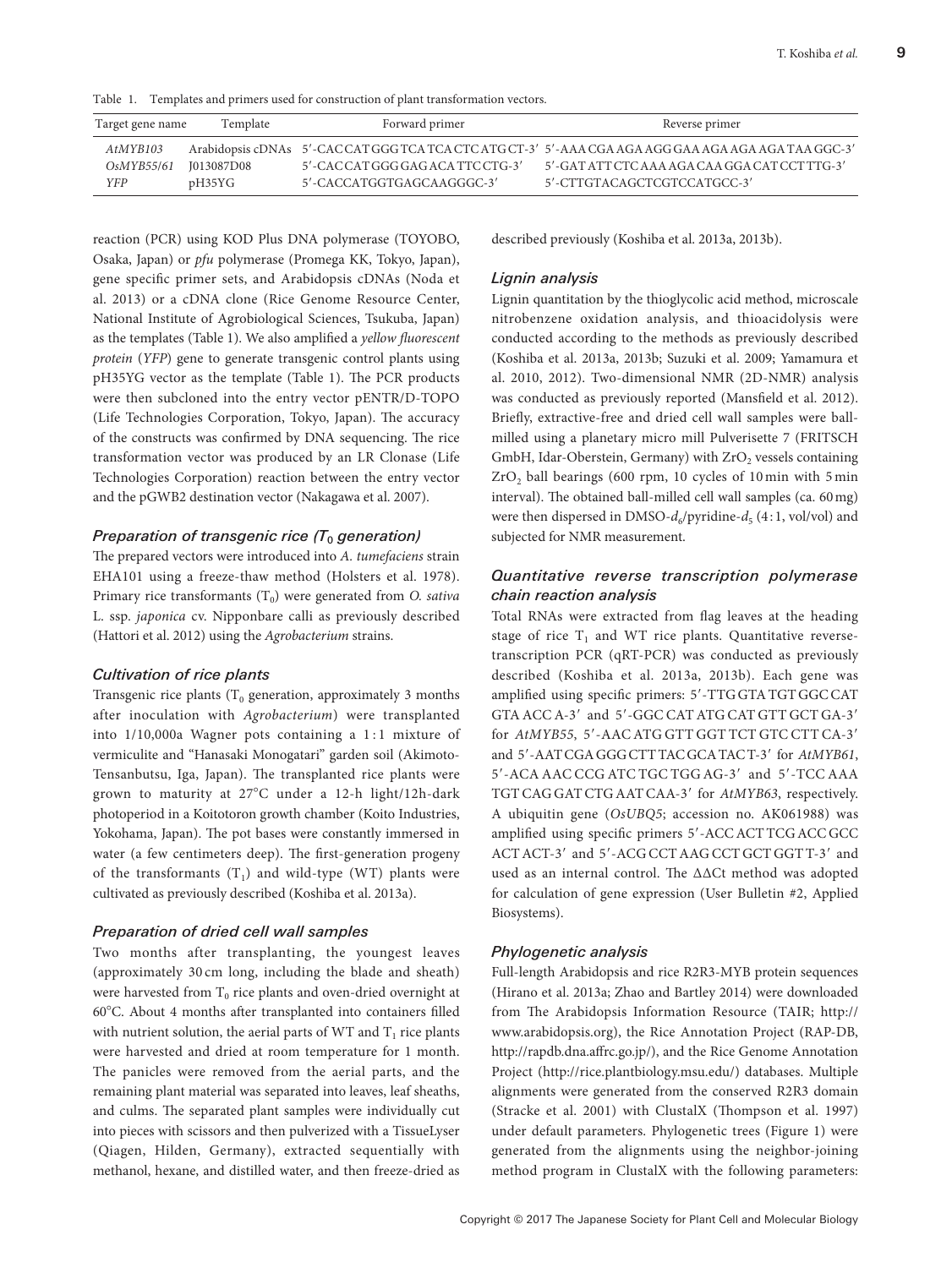Table 1. Templates and primers used for construction of plant transformation vectors.

| Target gene name | Template | Forward primer | Reverse primer |
|---|---|---|---|
| *AtMYB103* | Arabidopsis cDNAs | 5′-CAC CAT GGG TCA TCA CTC ATG CT-3′ | 5′-AAA CGA AGA AGG GAA AGA AGA AGA TAA GGC-3′ |
| *OsMYB55/61* | J013087D08 | 5′-CAC CAT GGG GAG ACA TTC CTG-3′ | 5′-GAT ATT CTC AAA AGA CAA GGA CAT CCT TTG-3′ |
| *YFP* | pH35YG | 5′-CACCATGGTGAGCAAGGGC-3′ | 5′-CTTGTACAGCTCGTCCATGCC-3′ |

reaction (PCR) using KOD Plus DNA polymerase (TOYOBO, Osaka, Japan) or *pfu* polymerase (Promega KK, Tokyo, Japan), gene specific primer sets, and Arabidopsis cDNAs (Noda et al. 2013) or a cDNA clone (Rice Genome Resource Center, National Institute of Agrobiological Sciences, Tsukuba, Japan) as the templates (Table 1). We also amplified a *yellow fluorescent protein* (*YFP*) gene to generate transgenic control plants using pH35YG vector as the template (Table 1). The PCR products were then subcloned into the entry vector pENTR/D-TOPO (Life Technologies Corporation, Tokyo, Japan). The accuracy of the constructs was confirmed by DNA sequencing. The rice transformation vector was produced by an LR Clonase (Life Technologies Corporation) reaction between the entry vector and the pGWB2 destination vector (Nakagawa et al. 2007).

### *Preparation of transgenic rice ($T_0$ generation)*

The prepared vectors were introduced into *A. tumefaciens* strain EHA101 using a freeze-thaw method (Holsters et al. 1978). Primary rice transformants ($T_0$) were generated from *O. sativa* L. ssp. *japonica* cv. Nipponbare calli as previously described (Hattori et al. 2012) using the *Agrobacterium* strains.

### *Cultivation of rice plants*

Transgenic rice plants ($T_0$ generation, approximately 3 months after inoculation with *Agrobacterium*) were transplanted into 1/10,000a Wagner pots containing a 1 : 1 mixture of vermiculite and "Hanasaki Monogatari" garden soil (Akimoto-Tensanbutsu, Iga, Japan). The transplanted rice plants were grown to maturity at 27°C under a 12-h light/12h-dark photoperiod in a Koitotoron growth chamber (Koito Industries, Yokohama, Japan). The pot bases were constantly immersed in water (a few centimeters deep). The first-generation progeny of the transformants ($T_1$) and wild-type (WT) plants were cultivated as previously described (Koshiba et al. 2013a).

### *Preparation of dried cell wall samples*

Two months after transplanting, the youngest leaves (approximately 30 cm long, including the blade and sheath) were harvested from $T_0$ rice plants and oven-dried overnight at 60°C. About 4 months after transplanted into containers filled with nutrient solution, the aerial parts of WT and $T_1$ rice plants were harvested and dried at room temperature for 1 month. The panicles were removed from the aerial parts, and the remaining plant material was separated into leaves, leaf sheaths, and culms. The separated plant samples were individually cut into pieces with scissors and then pulverized with a TissueLyser (Qiagen, Hilden, Germany), extracted sequentially with methanol, hexane, and distilled water, and then freeze-dried as described previously (Koshiba et al. 2013a, 2013b).

### *Lignin analysis*

Lignin quantitation by the thioglycolic acid method, microscale nitrobenzene oxidation analysis, and thioacidolysis were conducted according to the methods as previously described (Koshiba et al. 2013a, 2013b; Suzuki et al. 2009; Yamamura et al. 2010, 2012). Two-dimensional NMR (2D-NMR) analysis was conducted as previously reported (Mansfield et al. 2012). Briefly, extractive-free and dried cell wall samples were ball-milled using a planetary micro mill Pulverisette 7 (FRITSCH GmbH, Idar-Oberstein, Germany) with $ZrO_2$ vessels containing $ZrO_2$ ball bearings (600 rpm, 10 cycles of 10 min with 5 min interval). The obtained ball-milled cell wall samples (ca. 60 mg) were then dispersed in DMSO-$d_6$/pyridine-$d_5$ (4 : 1, vol/vol) and subjected for NMR measurement.

### *Quantitative reverse transcription polymerase chain reaction analysis*

Total RNAs were extracted from flag leaves at the heading stage of rice $T_1$ and WT rice plants. Quantitative reverse-transcription PCR (qRT-PCR) was conducted as previously described (Koshiba et al. 2013a, 2013b). Each gene was amplified using specific primers: 5′-TTG GTA TGT GGC CAT GTA ACC A-3′ and 5′-GGC CAT ATG CAT GTT GCT GA-3′ for *AtMYB55*, 5′-AAC ATG GTT GGT TCT GTC CTT CA-3′ and 5′-AAT CGA GGG CTT TAC GCA TAC T-3′ for *AtMYB61*, 5′-ACA AAC CCG ATC TGC TGG AG-3′ and 5′-TCC AAA TGT CAG GAT CTG AAT CAA-3′ for *AtMYB63*, respectively. A ubiquitin gene (*OsUBQ5*; accession no. AK061988) was amplified using specific primers 5′-ACC ACT TCG ACC GCC ACT ACT-3′ and 5′-ACG CCT AAG CCT GCT GGT T-3′ and used as an internal control. The ΔΔCt method was adopted for calculation of gene expression (User Bulletin #2, Applied Biosystems).

### *Phylogenetic analysis*

Full-length Arabidopsis and rice R2R3-MYB protein sequences (Hirano et al. 2013a; Zhao and Bartley 2014) were downloaded from The Arabidopsis Information Resource (TAIR; http://www.arabidopsis.org), the Rice Annotation Project (RAP-DB, http://rapdb.dna.affrc.go.jp/), and the Rice Genome Annotation Project (http://rice.plantbiology.msu.edu/) databases. Multiple alignments were generated from the conserved R2R3 domain (Stracke et al. 2001) with ClustalX (Thompson et al. 1997) under default parameters. Phylogenetic trees (Figure 1) were generated from the alignments using the neighbor-joining method program in ClustalX with the following parameters: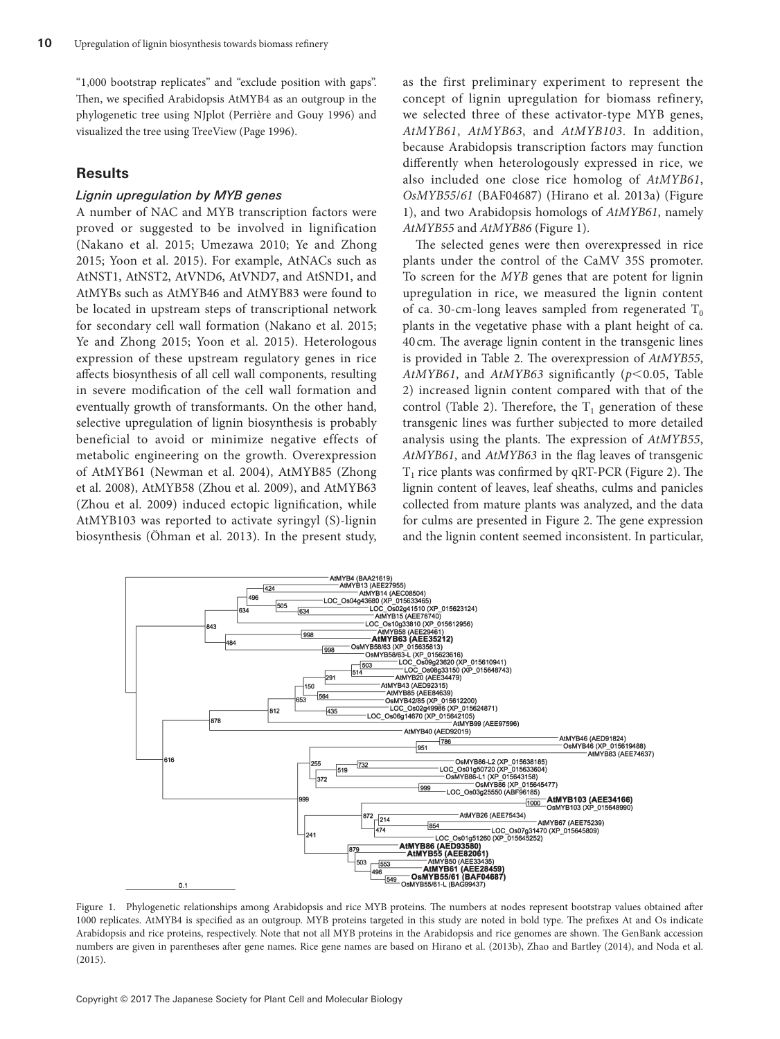"1,000 bootstrap replicates" and "exclude position with gaps". Then, we specified Arabidopsis AtMYB4 as an outgroup in the phylogenetic tree using NJplot (Perrière and Gouy 1996) and visualized the tree using TreeView (Page 1996).

## Results

### *Lignin upregulation by MYB genes*

A number of NAC and MYB transcription factors were proved or suggested to be involved in lignification (Nakano et al. 2015; Umezawa 2010; Ye and Zhong 2015; Yoon et al. 2015). For example, AtNACs such as AtNST1, AtNST2, AtVND6, AtVND7, and AtSND1, and AtMYBs such as AtMYB46 and AtMYB83 were found to be located in upstream steps of transcriptional network for secondary cell wall formation (Nakano et al. 2015; Ye and Zhong 2015; Yoon et al. 2015). Heterologous expression of these upstream regulatory genes in rice affects biosynthesis of all cell wall components, resulting in severe modification of the cell wall formation and eventually growth of transformants. On the other hand, selective upregulation of lignin biosynthesis is probably beneficial to avoid or minimize negative effects of metabolic engineering on the growth. Overexpression of AtMYB61 (Newman et al. 2004), AtMYB85 (Zhong et al. 2008), AtMYB58 (Zhou et al. 2009), and AtMYB63 (Zhou et al. 2009) induced ectopic lignification, while AtMYB103 was reported to activate syringyl (S)-lignin biosynthesis (Öhman et al. 2013). In the present study, as the first preliminary experiment to represent the concept of lignin upregulation for biomass refinery, we selected three of these activator-type MYB genes, *AtMYB61*, *AtMYB63*, and *AtMYB103*. In addition, because Arabidopsis transcription factors may function differently when heterologously expressed in rice, we also included one close rice homolog of *AtMYB61*, *OsMYB55/61* (BAF04687) (Hirano et al. 2013a) (Figure 1), and two Arabidopsis homologs of *AtMYB61*, namely *AtMYB55* and *AtMYB86* (Figure 1).

The selected genes were then overexpressed in rice plants under the control of the CaMV 35S promoter. To screen for the *MYB* genes that are potent for lignin upregulation in rice, we measured the lignin content of ca. 30-cm-long leaves sampled from regenerated $T_0$ plants in the vegetative phase with a plant height of ca. 40 cm. The average lignin content in the transgenic lines is provided in Table 2. The overexpression of *AtMYB55*, *AtMYB61*, and *AtMYB63* significantly ($p<0.05$, Table 2) increased lignin content compared with that of the control (Table 2). Therefore, the $T_1$ generation of these transgenic lines was further subjected to more detailed analysis using the plants. The expression of *AtMYB55*, *AtMYB61*, and *AtMYB63* in the flag leaves of transgenic $T_1$ rice plants was confirmed by qRT-PCR (Figure 2). The lignin content of leaves, leaf sheaths, culms and panicles collected from mature plants was analyzed, and the data for culms are presented in Figure 2. The gene expression and the lignin content seemed inconsistent. In particular,

Figure 1. Phylogenetic relationships among Arabidopsis and rice MYB proteins. The numbers at nodes represent bootstrap values obtained after 1000 replicates. AtMYB4 is specified as an outgroup. MYB proteins targeted in this study are noted in bold type. The prefixes At and Os indicate Arabidopsis and rice proteins, respectively. Note that not all MYB proteins in the Arabidopsis and rice genomes are shown. The GenBank accession numbers are given in parentheses after gene names. Rice gene names are based on Hirano et al. (2013b), Zhao and Bartley (2014), and Noda et al. (2015).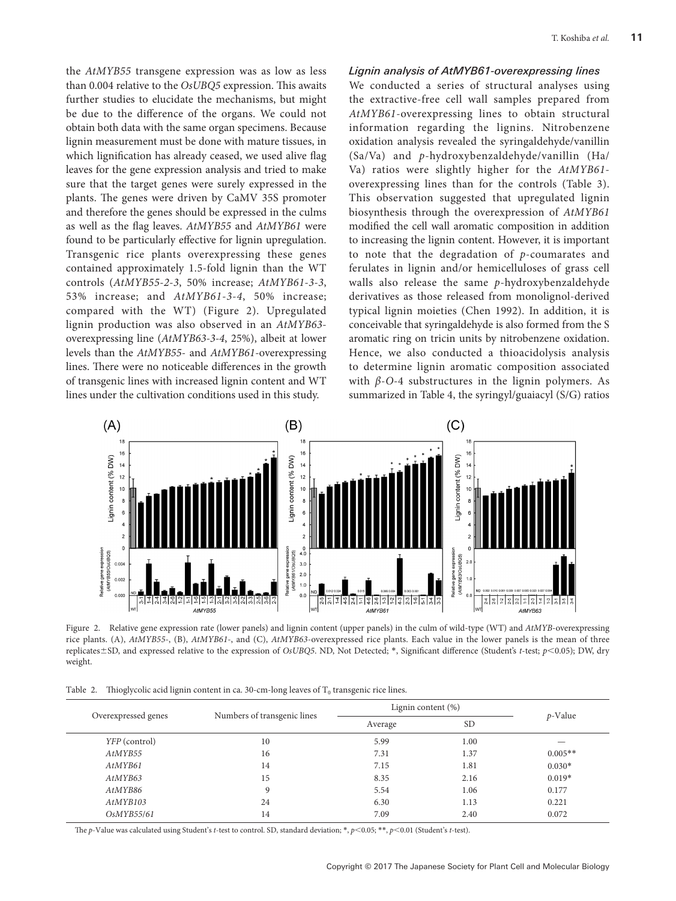the *AtMYB55* transgene expression was as low as less than 0.004 relative to the *OsUBQ5* expression. This awaits further studies to elucidate the mechanisms, but might be due to the difference of the organs. We could not obtain both data with the same organ specimens. Because lignin measurement must be done with mature tissues, in which lignification has already ceased, we used alive flag leaves for the gene expression analysis and tried to make sure that the target genes were surely expressed in the plants. The genes were driven by CaMV 35S promoter and therefore the genes should be expressed in the culms as well as the flag leaves. *AtMYB55* and *AtMYB61* were found to be particularly effective for lignin upregulation. Transgenic rice plants overexpressing these genes contained approximately 1.5-fold lignin than the WT controls (*AtMYB55-2-3*, 50% increase; *AtMYB61-3-3*, 53% increase; and *AtMYB61-3-4*, 50% increase; compared with the WT) (Figure 2). Upregulated lignin production was also observed in an *AtMYB63*-overexpressing line (*AtMYB63-3-4*, 25%), albeit at lower levels than the *AtMYB55*- and *AtMYB61*-overexpressing lines. There were no noticeable differences in the growth of transgenic lines with increased lignin content and WT lines under the cultivation conditions used in this study.

### *Lignin analysis of AtMYB61-overexpressing lines*

We conducted a series of structural analyses using the extractive-free cell wall samples prepared from *AtMYB61*-overexpressing lines to obtain structural information regarding the lignins. Nitrobenzene oxidation analysis revealed the syringaldehyde/vanillin (Sa/Va) and *p*-hydroxybenzaldehyde/vanillin (Ha/Va) ratios were slightly higher for the *AtMYB61*-overexpressing lines than for the controls (Table 3). This observation suggested that upregulated lignin biosynthesis through the overexpression of *AtMYB61* modified the cell wall aromatic composition in addition to increasing the lignin content. However, it is important to note that the degradation of *p*-coumarates and ferulates in lignin and/or hemicelluloses of grass cell walls also release the same *p*-hydroxybenzaldehyde derivatives as those released from monolignol-derived typical lignin moieties (Chen 1992). In addition, it is conceivable that syringaldehyde is also formed from the S aromatic ring on tricin units by nitrobenzene oxidation. Hence, we also conducted a thioacidolysis analysis to determine lignin aromatic composition associated with *β-O*-4 substructures in the lignin polymers. As summarized in Table 4, the syringyl/guaiacyl (S/G) ratios

Figure 2. Relative gene expression rate (lower panels) and lignin content (upper panels) in the culm of wild-type (WT) and *AtMYB*-overexpressing rice plants. (A), *AtMYB55*-, (B), *AtMYB61*-, and (C), *AtMYB63*-overexpressed rice plants. Each value in the lower panels is the mean of three replicates±SD, and expressed relative to the expression of *OsUBQ5*. ND, Not Detected; *, Significant difference (Student's *t*-test; $p<0.05$); DW, dry weight.

Table 2. Thioglycolic acid lignin content in ca. 30-cm-long leaves of $T_0$ transgenic rice lines.

| Overexpressed genes | Numbers of transgenic lines | Lignin content (%) | | *p*-Value |
|---|---|---|---|---|
| | | Average | SD | |
| *YFP* (control) | 10 | 5.99 | 1.00 | — |
| *AtMYB55* | 16 | 7.31 | 1.37 | 0.005** |
| *AtMYB61* | 14 | 7.15 | 1.81 | 0.030* |
| *AtMYB63* | 15 | 8.35 | 2.16 | 0.019* |
| *AtMYB86* | 9 | 5.54 | 1.06 | 0.177 |
| *AtMYB103* | 24 | 6.30 | 1.13 | 0.221 |
| *OsMYB55/61* | 14 | 7.09 | 2.40 | 0.072 |

The *p*-Value was calculated using Student's *t*-test to control. SD, standard deviation; *, $p<0.05$; **, $p<0.01$ (Student's *t*-test).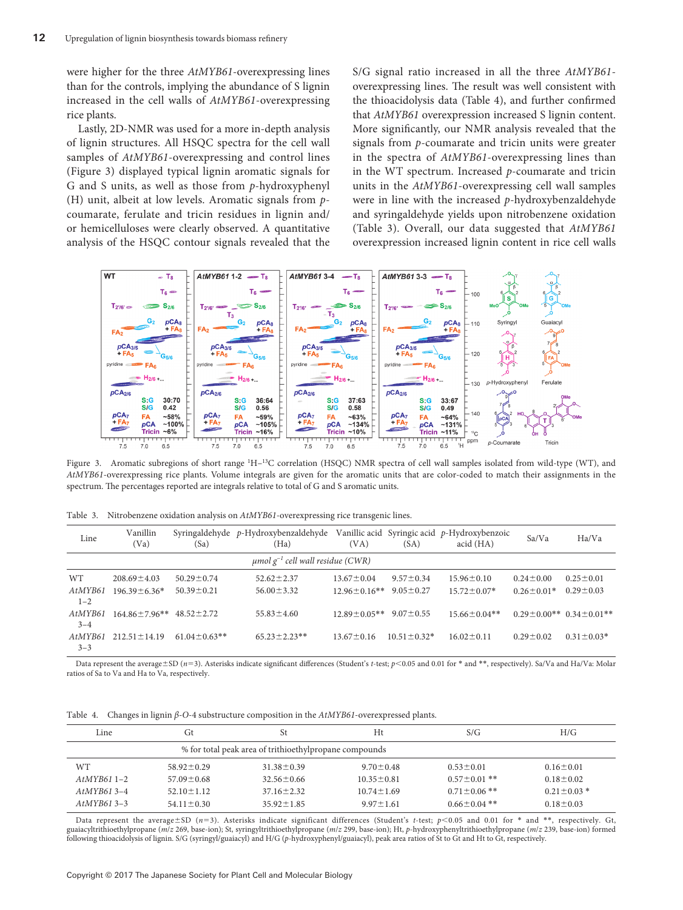were higher for the three *AtMYB61*-overexpressing lines than for the controls, implying the abundance of S lignin increased in the cell walls of *AtMYB61*-overexpressing rice plants.

Lastly, 2D-NMR was used for a more in-depth analysis of lignin structures. All HSQC spectra for the cell wall samples of *AtMYB61*-overexpressing and control lines (Figure 3) displayed typical lignin aromatic signals for G and S units, as well as those from *p*-hydroxyphenyl (H) unit, albeit at low levels. Aromatic signals from *p*-coumarate, ferulate and tricin residues in lignin and/or hemicelluloses were clearly observed. A quantitative analysis of the HSQC contour signals revealed that the S/G signal ratio increased in all the three *AtMYB61*-overexpressing lines. The result was well consistent with the thioacidolysis data (Table 4), and further confirmed that *AtMYB61* overexpression increased S lignin content. More significantly, our NMR analysis revealed that the signals from *p*-coumarate and tricin units were greater in the spectra of *AtMYB61*-overexpressing lines than in the WT spectrum. Increased *p*-coumarate and tricin units in the *AtMYB61*-overexpressing cell wall samples were in line with the increased *p*-hydroxybenzaldehyde and syringaldehyde yields upon nitrobenzene oxidation (Table 3). Overall, our data suggested that *AtMYB61* overexpression increased lignin content in rice cell walls

Figure 3. Aromatic subregions of short range $^{1}H$–$^{13}C$ correlation (HSQC) NMR spectra of cell wall samples isolated from wild-type (WT), and *AtMYB61*-overexpressing rice plants. Volume integrals are given for the aromatic units that are color-coded to match their assignments in the spectrum. The percentages reported are integrals relative to total of G and S aromatic units.

Table 3. Nitrobenzene oxidation analysis on *AtMYB61*-overexpressing rice transgenic lines.

| Line | Vanillin (Va) | Syringaldehyde (Sa) | *p*-Hydroxybenzaldehyde (Ha) | Vanillic acid (VA) | Syringic acid (SA) | *p*-Hydroxybenzoic acid (HA) | Sa/Va | Ha/Va |
|---|---|---|---|---|---|---|---|---|
| | *μmol g$^{-1}$ cell wall residue (CWR)* | | | | | | | |
| WT | 208.69±4.03 | 50.29±0.74 | 52.62±2.37 | 13.67±0.04 | 9.57±0.34 | 15.96±0.10 | 0.24±0.00 | 0.25±0.01 |
| *AtMYB61* 1–2 | 196.39±6.36* | 50.39±0.21 | 56.00±3.32 | 12.96±0.16** | 9.05±0.27 | 15.72±0.07* | 0.26±0.01* | 0.29±0.03 |
| *AtMYB61* 3–4 | 164.86±7.96** | 48.52±2.72 | 55.83±4.60 | 12.89±0.05** | 9.07±0.55 | 15.66±0.04** | 0.29±0.00** | 0.34±0.01** |
| *AtMYB61* 3–3 | 212.51±14.19 | 61.04±0.63** | 65.23±2.23** | 13.67±0.16 | 10.51±0.32* | 16.02±0.11 | 0.29±0.02 | 0.31±0.03* |

Data represent the average±SD ($n$=3). Asterisks indicate significant differences (Student's *t*-test; $p$<0.05 and 0.01 for * and **, respectively). Sa/Va and Ha/Va: Molar ratios of Sa to Va and Ha to Va, respectively.

Table 4. Changes in lignin *β-O*-4 substructure composition in the *AtMYB61*-overexpressed plants.

| Line | Gt | St | Ht | S/G | H/G |
|---|---|---|---|---|---|
| | % for total peak area of trithioethylpropane compounds | | | | |
| WT | 58.92±0.29 | 31.38±0.39 | 9.70±0.48 | 0.53±0.01 | 0.16±0.01 |
| *AtMYB61* 1–2 | 57.09±0.68 | 32.56±0.66 | 10.35±0.81 | 0.57±0.01 ** | 0.18±0.02 |
| *AtMYB61* 3–4 | 52.10±1.12 | 37.16±2.32 | 10.74±1.69 | 0.71±0.06 ** | 0.21±0.03 * |
| *AtMYB61* 3–3 | 54.11±0.30 | 35.92±1.85 | 9.97±1.61 | 0.66±0.04 ** | 0.18±0.03 |

Data represent the average±SD ($n$=3). Asterisks indicate significant differences (Student's *t*-test; $p$<0.05 and 0.01 for * and **, respectively. Gt, guaiacyltrithioethylpropane ($m/z$ 269, base-ion); St, syringyltrithioethylpropane ($m/z$ 299, base-ion); Ht, *p*-hydroxyphenyltrithioethylpropane ($m/z$ 239, base-ion) formed following thioacidolysis of lignin. S/G (syringyl/guaiacyl) and H/G (*p*-hydroxyphenyl/guaiacyl), peak area ratios of St to Gt and Ht to Gt, respectively.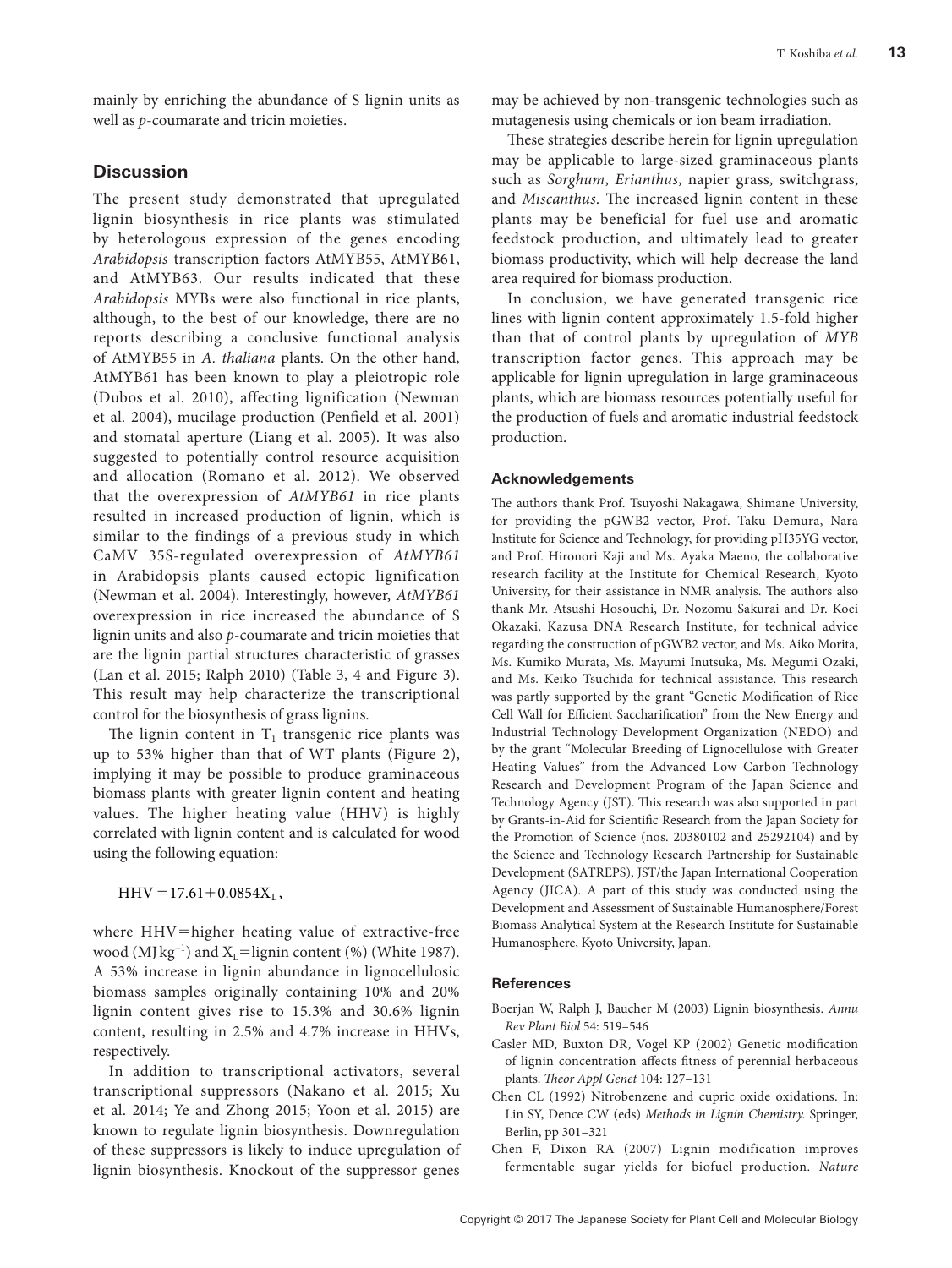mainly by enriching the abundance of S lignin units as well as *p*-coumarate and tricin moieties.

## Discussion

The present study demonstrated that upregulated lignin biosynthesis in rice plants was stimulated by heterologous expression of the genes encoding *Arabidopsis* transcription factors AtMYB55, AtMYB61, and AtMYB63. Our results indicated that these *Arabidopsis* MYBs were also functional in rice plants, although, to the best of our knowledge, there are no reports describing a conclusive functional analysis of AtMYB55 in *A. thaliana* plants. On the other hand, AtMYB61 has been known to play a pleiotropic role (Dubos et al. 2010), affecting lignification (Newman et al. 2004), mucilage production (Penfield et al. 2001) and stomatal aperture (Liang et al. 2005). It was also suggested to potentially control resource acquisition and allocation (Romano et al. 2012). We observed that the overexpression of *AtMYB61* in rice plants resulted in increased production of lignin, which is similar to the findings of a previous study in which CaMV 35S-regulated overexpression of *AtMYB61* in Arabidopsis plants caused ectopic lignification (Newman et al. 2004). Interestingly, however, *AtMYB61* overexpression in rice increased the abundance of S lignin units and also *p*-coumarate and tricin moieties that are the lignin partial structures characteristic of grasses (Lan et al. 2015; Ralph 2010) (Table 3, 4 and Figure 3). This result may help characterize the transcriptional control for the biosynthesis of grass lignins.

The lignin content in $T_1$ transgenic rice plants was up to 53% higher than that of WT plants (Figure 2), implying it may be possible to produce graminaceous biomass plants with greater lignin content and heating values. The higher heating value (HHV) is highly correlated with lignin content and is calculated for wood using the following equation:

$$\mathrm{HHV} = 17.61 + 0.0854X_L,$$

where HHV=higher heating value of extractive-free wood ($\mathrm{MJ\,kg^{-1}}$) and $X_L$=lignin content (%) (White 1987). A 53% increase in lignin abundance in lignocellulosic biomass samples originally containing 10% and 20% lignin content gives rise to 15.3% and 30.6% lignin content, resulting in 2.5% and 4.7% increase in HHVs, respectively.

In addition to transcriptional activators, several transcriptional suppressors (Nakano et al. 2015; Xu et al. 2014; Ye and Zhong 2015; Yoon et al. 2015) are known to regulate lignin biosynthesis. Downregulation of these suppressors is likely to induce upregulation of lignin biosynthesis. Knockout of the suppressor genes may be achieved by non-transgenic technologies such as mutagenesis using chemicals or ion beam irradiation.

These strategies describe herein for lignin upregulation may be applicable to large-sized graminaceous plants such as *Sorghum*, *Erianthus*, napier grass, switchgrass, and *Miscanthus*. The increased lignin content in these plants may be beneficial for fuel use and aromatic feedstock production, and ultimately lead to greater biomass productivity, which will help decrease the land area required for biomass production.

In conclusion, we have generated transgenic rice lines with lignin content approximately 1.5-fold higher than that of control plants by upregulation of *MYB* transcription factor genes. This approach may be applicable for lignin upregulation in large graminaceous plants, which are biomass resources potentially useful for the production of fuels and aromatic industrial feedstock production.

### Acknowledgements

The authors thank Prof. Tsuyoshi Nakagawa, Shimane University, for providing the pGWB2 vector, Prof. Taku Demura, Nara Institute for Science and Technology, for providing pH35YG vector, and Prof. Hironori Kaji and Ms. Ayaka Maeno, the collaborative research facility at the Institute for Chemical Research, Kyoto University, for their assistance in NMR analysis. The authors also thank Mr. Atsushi Hosouchi, Dr. Nozomu Sakurai and Dr. Koei Okazaki, Kazusa DNA Research Institute, for technical advice regarding the construction of pGWB2 vector, and Ms. Aiko Morita, Ms. Kumiko Murata, Ms. Mayumi Inutsuka, Ms. Megumi Ozaki, and Ms. Keiko Tsuchida for technical assistance. This research was partly supported by the grant "Genetic Modification of Rice Cell Wall for Efficient Saccharification" from the New Energy and Industrial Technology Development Organization (NEDO) and by the grant "Molecular Breeding of Lignocellulose with Greater Heating Values" from the Advanced Low Carbon Technology Research and Development Program of the Japan Science and Technology Agency (JST). This research was also supported in part by Grants-in-Aid for Scientific Research from the Japan Society for the Promotion of Science (nos. 20380102 and 25292104) and by the Science and Technology Research Partnership for Sustainable Development (SATREPS), JST/the Japan International Cooperation Agency (JICA). A part of this study was conducted using the Development and Assessment of Sustainable Humanosphere/Forest Biomass Analytical System at the Research Institute for Sustainable Humanosphere, Kyoto University, Japan.

### References

Boerjan W, Ralph J, Baucher M (2003) Lignin biosynthesis. *Annu Rev Plant Biol* 54: 519–546

Casler MD, Buxton DR, Vogel KP (2002) Genetic modification of lignin concentration affects fitness of perennial herbaceous plants. *Theor Appl Genet* 104: 127–131

Chen CL (1992) Nitrobenzene and cupric oxide oxidations. In: Lin SY, Dence CW (eds) *Methods in Lignin Chemistry.* Springer, Berlin, pp 301–321

Chen F, Dixon RA (2007) Lignin modification improves fermentable sugar yields for biofuel production. *Nature*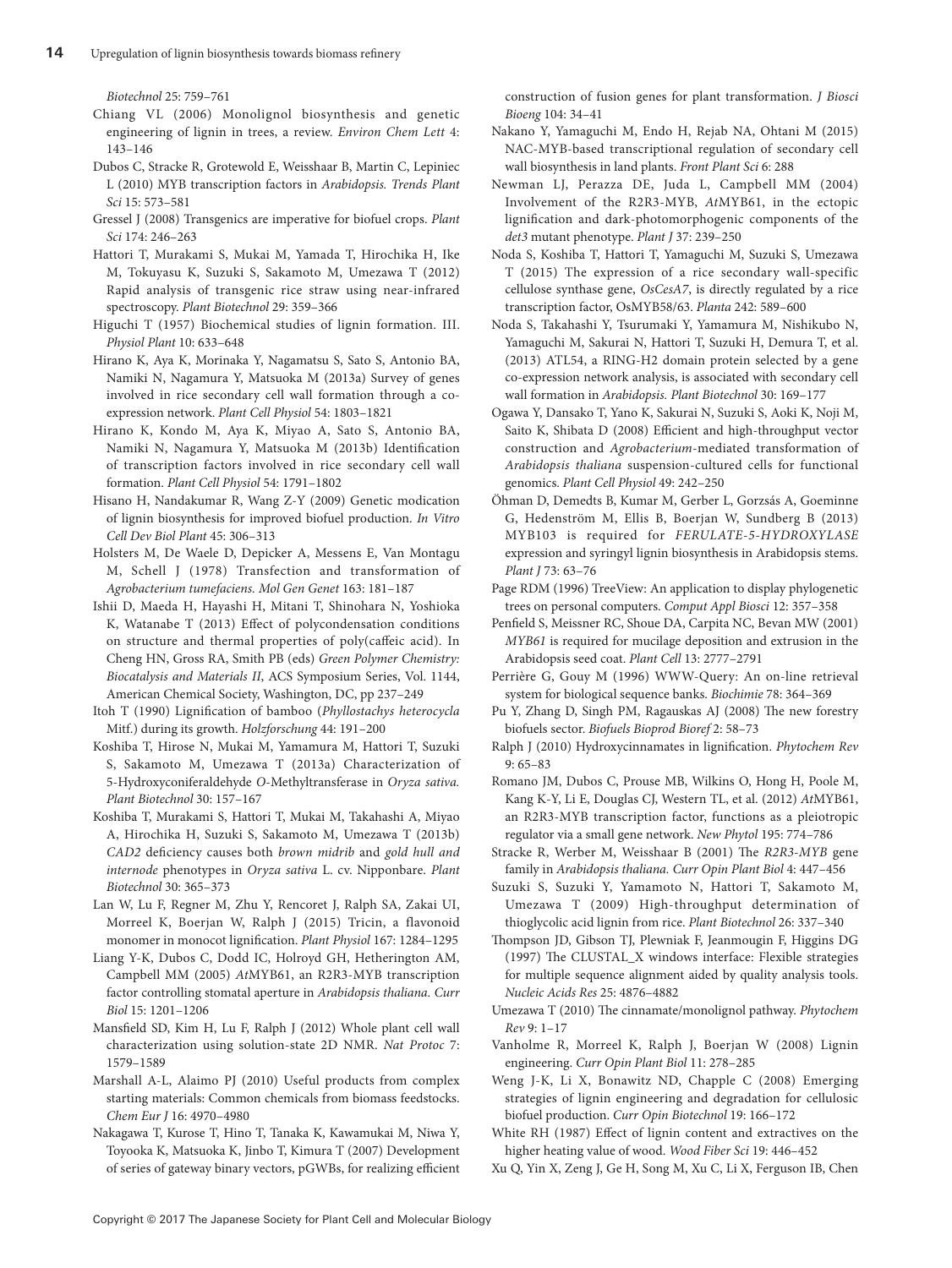*Biotechnol* 25: 759–761

Chiang VL (2006) Monolignol biosynthesis and genetic engineering of lignin in trees, a review. *Environ Chem Lett* 4: 143–146

Dubos C, Stracke R, Grotewold E, Weisshaar B, Martin C, Lepiniec L (2010) MYB transcription factors in *Arabidopsis. Trends Plant Sci* 15: 573–581

Gressel J (2008) Transgenics are imperative for biofuel crops. *Plant Sci* 174: 246–263

Hattori T, Murakami S, Mukai M, Yamada T, Hirochika H, Ike M, Tokuyasu K, Suzuki S, Sakamoto M, Umezawa T (2012) Rapid analysis of transgenic rice straw using near-infrared spectroscopy. *Plant Biotechnol* 29: 359–366

Higuchi T (1957) Biochemical studies of lignin formation. III. *Physiol Plant* 10: 633–648

Hirano K, Aya K, Morinaka Y, Nagamatsu S, Sato S, Antonio BA, Namiki N, Nagamura Y, Matsuoka M (2013a) Survey of genes involved in rice secondary cell wall formation through a co-expression network. *Plant Cell Physiol* 54: 1803–1821

Hirano K, Kondo M, Aya K, Miyao A, Sato S, Antonio BA, Namiki N, Nagamura Y, Matsuoka M (2013b) Identification of transcription factors involved in rice secondary cell wall formation. *Plant Cell Physiol* 54: 1791–1802

Hisano H, Nandakumar R, Wang Z-Y (2009) Genetic modication of lignin biosynthesis for improved biofuel production. *In Vitro Cell Dev Biol Plant* 45: 306–313

Holsters M, De Waele D, Depicker A, Messens E, Van Montagu M, Schell J (1978) Transfection and transformation of *Agrobacterium tumefaciens. Mol Gen Genet* 163: 181–187

Ishii D, Maeda H, Hayashi H, Mitani T, Shinohara N, Yoshioka K, Watanabe T (2013) Effect of polycondensation conditions on structure and thermal properties of poly(caffeic acid). In Cheng HN, Gross RA, Smith PB (eds) *Green Polymer Chemistry: Biocatalysis and Materials II*, ACS Symposium Series, Vol. 1144, American Chemical Society, Washington, DC, pp 237–249

Itoh T (1990) Lignification of bamboo (*Phyllostachys heterocycla* Mitf.) during its growth. *Holzforschung* 44: 191–200

Koshiba T, Hirose N, Mukai M, Yamamura M, Hattori T, Suzuki S, Sakamoto M, Umezawa T (2013a) Characterization of 5-Hydroxyconiferaldehyde *O*-Methyltransferase in *Oryza sativa. Plant Biotechnol* 30: 157–167

Koshiba T, Murakami S, Hattori T, Mukai M, Takahashi A, Miyao A, Hirochika H, Suzuki S, Sakamoto M, Umezawa T (2013b) *CAD2* deficiency causes both *brown midrib* and *gold hull and internode* phenotypes in *Oryza sativa* L. cv. Nipponbare. *Plant Biotechnol* 30: 365–373

Lan W, Lu F, Regner M, Zhu Y, Rencoret J, Ralph SA, Zakai UI, Morreel K, Boerjan W, Ralph J (2015) Tricin, a flavonoid monomer in monocot lignification. *Plant Physiol* 167: 1284–1295

Liang Y-K, Dubos C, Dodd IC, Holroyd GH, Hetherington AM, Campbell MM (2005) *At*MYB61, an R2R3-MYB transcription factor controlling stomatal aperture in *Arabidopsis thaliana. Curr Biol* 15: 1201–1206

Mansfield SD, Kim H, Lu F, Ralph J (2012) Whole plant cell wall characterization using solution-state 2D NMR. *Nat Protoc* 7: 1579–1589

Marshall A-L, Alaimo PJ (2010) Useful products from complex starting materials: Common chemicals from biomass feedstocks. *Chem Eur J* 16: 4970–4980

Nakagawa T, Kurose T, Hino T, Tanaka K, Kawamukai M, Niwa Y, Toyooka K, Matsuoka K, Jinbo T, Kimura T (2007) Development of series of gateway binary vectors, pGWBs, for realizing efficient construction of fusion genes for plant transformation. *J Biosci Bioeng* 104: 34–41

Nakano Y, Yamaguchi M, Endo H, Rejab NA, Ohtani M (2015) NAC-MYB-based transcriptional regulation of secondary cell wall biosynthesis in land plants. *Front Plant Sci* 6: 288

Newman LJ, Perazza DE, Juda L, Campbell MM (2004) Involvement of the R2R3-MYB, *At*MYB61, in the ectopic lignification and dark-photomorphogenic components of the *det3* mutant phenotype. *Plant J* 37: 239–250

Noda S, Koshiba T, Hattori T, Yamaguchi M, Suzuki S, Umezawa T (2015) The expression of a rice secondary wall-specific cellulose synthase gene, *OsCesA7*, is directly regulated by a rice transcription factor, OsMYB58/63. *Planta* 242: 589–600

Noda S, Takahashi Y, Tsurumaki Y, Yamamura M, Nishikubo N, Yamaguchi M, Sakurai N, Hattori T, Suzuki H, Demura T, et al. (2013) ATL54, a RING-H2 domain protein selected by a gene co-expression network analysis, is associated with secondary cell wall formation in *Arabidopsis. Plant Biotechnol* 30: 169–177

Ogawa Y, Dansako T, Yano K, Sakurai N, Suzuki S, Aoki K, Noji M, Saito K, Shibata D (2008) Efficient and high-throughput vector construction and *Agrobacterium*-mediated transformation of *Arabidopsis thaliana* suspension-cultured cells for functional genomics. *Plant Cell Physiol* 49: 242–250

Öhman D, Demedts B, Kumar M, Gerber L, Gorzsás A, Goeminne G, Hedenström M, Ellis B, Boerjan W, Sundberg B (2013) MYB103 is required for *FERULATE-5-HYDROXYLASE* expression and syringyl lignin biosynthesis in Arabidopsis stems. *Plant J* 73: 63–76

Page RDM (1996) TreeView: An application to display phylogenetic trees on personal computers. *Comput Appl Biosci* 12: 357–358

Penfield S, Meissner RC, Shoue DA, Carpita NC, Bevan MW (2001) *MYB61* is required for mucilage deposition and extrusion in the Arabidopsis seed coat. *Plant Cell* 13: 2777–2791

Perrière G, Gouy M (1996) WWW-Query: An on-line retrieval system for biological sequence banks. *Biochimie* 78: 364–369

Pu Y, Zhang D, Singh PM, Ragauskas AJ (2008) The new forestry biofuels sector. *Biofuels Bioprod Bioref* 2: 58–73

Ralph J (2010) Hydroxycinnamates in lignification. *Phytochem Rev* 9: 65–83

Romano JM, Dubos C, Prouse MB, Wilkins O, Hong H, Poole M, Kang K-Y, Li E, Douglas CJ, Western TL, et al. (2012) *At*MYB61, an R2R3-MYB transcription factor, functions as a pleiotropic regulator via a small gene network. *New Phytol* 195: 774–786

Stracke R, Werber M, Weisshaar B (2001) The *R2R3-MYB* gene family in *Arabidopsis thaliana. Curr Opin Plant Biol* 4: 447–456

Suzuki S, Suzuki Y, Yamamoto N, Hattori T, Sakamoto M, Umezawa T (2009) High-throughput determination of thioglycolic acid lignin from rice. *Plant Biotechnol* 26: 337–340

Thompson JD, Gibson TJ, Plewniak F, Jeanmougin F, Higgins DG (1997) The CLUSTAL_X windows interface: Flexible strategies for multiple sequence alignment aided by quality analysis tools. *Nucleic Acids Res* 25: 4876–4882

Umezawa T (2010) The cinnamate/monolignol pathway. *Phytochem Rev* 9: 1–17

Vanholme R, Morreel K, Ralph J, Boerjan W (2008) Lignin engineering. *Curr Opin Plant Biol* 11: 278–285

Weng J-K, Li X, Bonawitz ND, Chapple C (2008) Emerging strategies of lignin engineering and degradation for cellulosic biofuel production. *Curr Opin Biotechnol* 19: 166–172

White RH (1987) Effect of lignin content and extractives on the higher heating value of wood. *Wood Fiber Sci* 19: 446–452

Xu Q, Yin X, Zeng J, Ge H, Song M, Xu C, Li X, Ferguson IB, Chen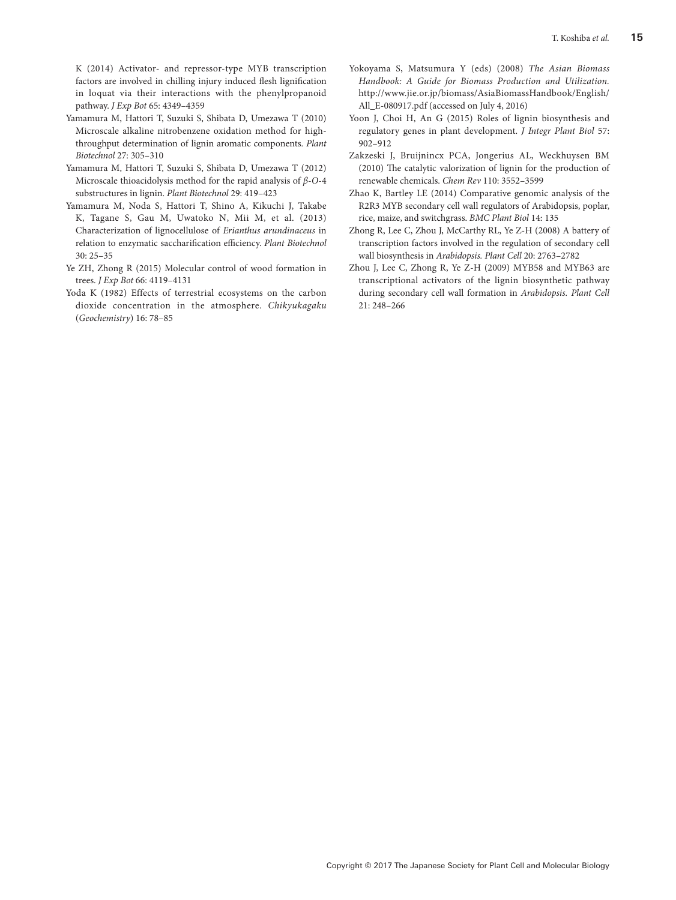K (2014) Activator- and repressor-type MYB transcription factors are involved in chilling injury induced flesh lignification in loquat via their interactions with the phenylpropanoid pathway. *J Exp Bot* 65: 4349–4359

Yamamura M, Hattori T, Suzuki S, Shibata D, Umezawa T (2010) Microscale alkaline nitrobenzene oxidation method for high-throughput determination of lignin aromatic components. *Plant Biotechnol* 27: 305–310

Yamamura M, Hattori T, Suzuki S, Shibata D, Umezawa T (2012) Microscale thioacidolysis method for the rapid analysis of *β-O*-4 substructures in lignin. *Plant Biotechnol* 29: 419–423

Yamamura M, Noda S, Hattori T, Shino A, Kikuchi J, Takabe K, Tagane S, Gau M, Uwatoko N, Mii M, et al. (2013) Characterization of lignocellulose of *Erianthus arundinaceus* in relation to enzymatic saccharification efficiency. *Plant Biotechnol* 30: 25–35

Ye ZH, Zhong R (2015) Molecular control of wood formation in trees. *J Exp Bot* 66: 4119–4131

Yoda K (1982) Effects of terrestrial ecosystems on the carbon dioxide concentration in the atmosphere. *Chikyukagaku* (*Geochemistry*) 16: 78–85

Yokoyama S, Matsumura Y (eds) (2008) *The Asian Biomass Handbook: A Guide for Biomass Production and Utilization*. http://www.jie.or.jp/biomass/AsiaBiomassHandbook/English/All_E-080917.pdf (accessed on July 4, 2016)

Yoon J, Choi H, An G (2015) Roles of lignin biosynthesis and regulatory genes in plant development. *J Integr Plant Biol* 57: 902–912

Zakzeski J, Bruijnincx PCA, Jongerius AL, Weckhuysen BM (2010) The catalytic valorization of lignin for the production of renewable chemicals. *Chem Rev* 110: 3552–3599

Zhao K, Bartley LE (2014) Comparative genomic analysis of the R2R3 MYB secondary cell wall regulators of Arabidopsis, poplar, rice, maize, and switchgrass. *BMC Plant Biol* 14: 135

Zhong R, Lee C, Zhou J, McCarthy RL, Ye Z-H (2008) A battery of transcription factors involved in the regulation of secondary cell wall biosynthesis in *Arabidopsis*. *Plant Cell* 20: 2763–2782

Zhou J, Lee C, Zhong R, Ye Z-H (2009) MYB58 and MYB63 are transcriptional activators of the lignin biosynthetic pathway during secondary cell wall formation in *Arabidopsis*. *Plant Cell* 21: 248–266